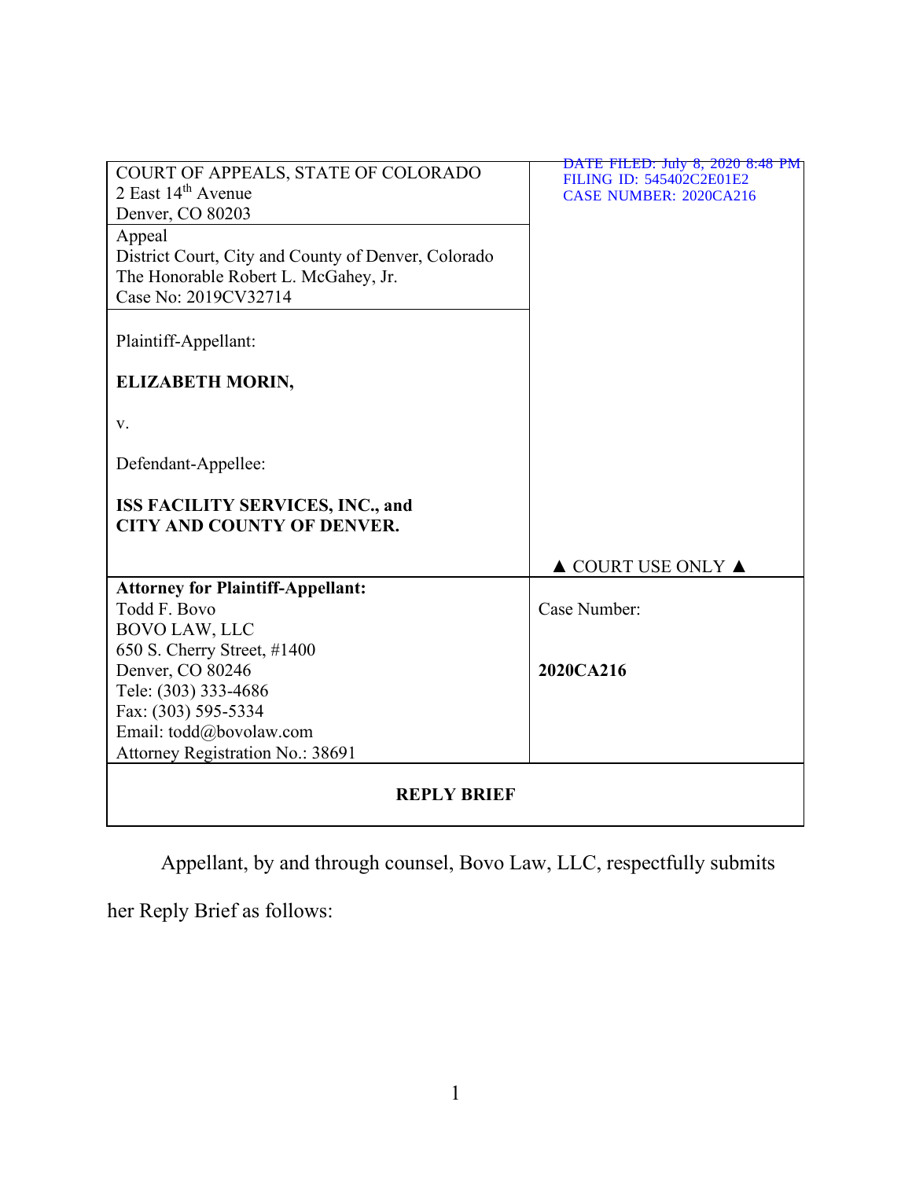| COURT OF APPEALS, STATE OF COLORADO<br>2 East 14th Avenue<br>Denver, CO 80203 | DATE FILED: July 8, 2020 8:48 PM<br>FILING ID: 545402C2E01E2<br>CASE NUMBER: 2020CA216 |
|---|---|
| Appeal<br>District Court, City and County of Denver, Colorado<br>The Honorable Robert L. McGahey, Jr.<br>Case No: 2019CV32714 | |
| Plaintiff-Appellant:<br><br>**ELIZABETH MORIN,**<br><br>v.<br><br>Defendant-Appellee:<br><br>**ISS FACILITY SERVICES, INC., and CITY AND COUNTY OF DENVER.** | ▲ COURT USE ONLY ▲ |
| **Attorney for Plaintiff-Appellant:**<br>Todd F. Bovo<br>BOVO LAW, LLC<br>650 S. Cherry Street, #1400<br>Denver, CO 80246<br>Tele: (303) 333-4686<br>Fax: (303) 595-5334<br>Email: todd@bovolaw.com<br>Attorney Registration No.: 38691 | Case Number:<br><br>**2020CA216** |

**REPLY BRIEF**

Appellant, by and through counsel, Bovo Law, LLC, respectfully submits her Reply Brief as follows: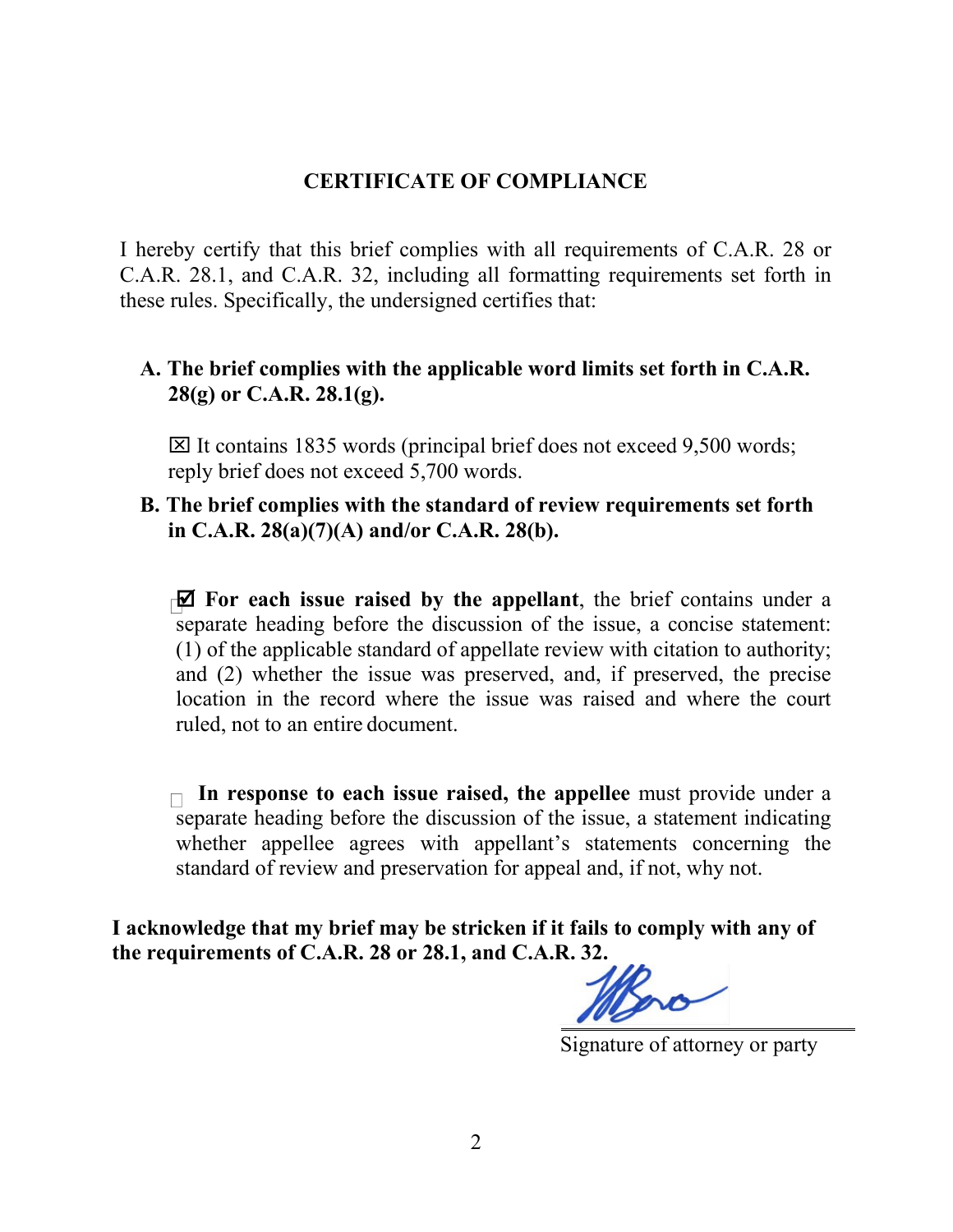## CERTIFICATE OF COMPLIANCE

I hereby certify that this brief complies with all requirements of C.A.R. 28 or C.A.R. 28.1, and C.A.R. 32, including all formatting requirements set forth in these rules. Specifically, the undersigned certifies that:

**A. The brief complies with the applicable word limits set forth in C.A.R. 28(g) or C.A.R. 28.1(g).**

☒ It contains 1835 words (principal brief does not exceed 9,500 words; reply brief does not exceed 5,700 words.

**B. The brief complies with the standard of review requirements set forth in C.A.R. 28(a)(7)(A) and/or C.A.R. 28(b).**

☑ **For each issue raised by the appellant**, the brief contains under a separate heading before the discussion of the issue, a concise statement: (1) of the applicable standard of appellate review with citation to authority; and (2) whether the issue was preserved, and, if preserved, the precise location in the record where the issue was raised and where the court ruled, not to an entire document.

☐ **In response to each issue raised, the appellee** must provide under a separate heading before the discussion of the issue, a statement indicating whether appellee agrees with appellant's statements concerning the standard of review and preservation for appeal and, if not, why not.

**I acknowledge that my brief may be stricken if it fails to comply with any of the requirements of C.A.R. 28 or 28.1, and C.A.R. 32.**

Signature of attorney or party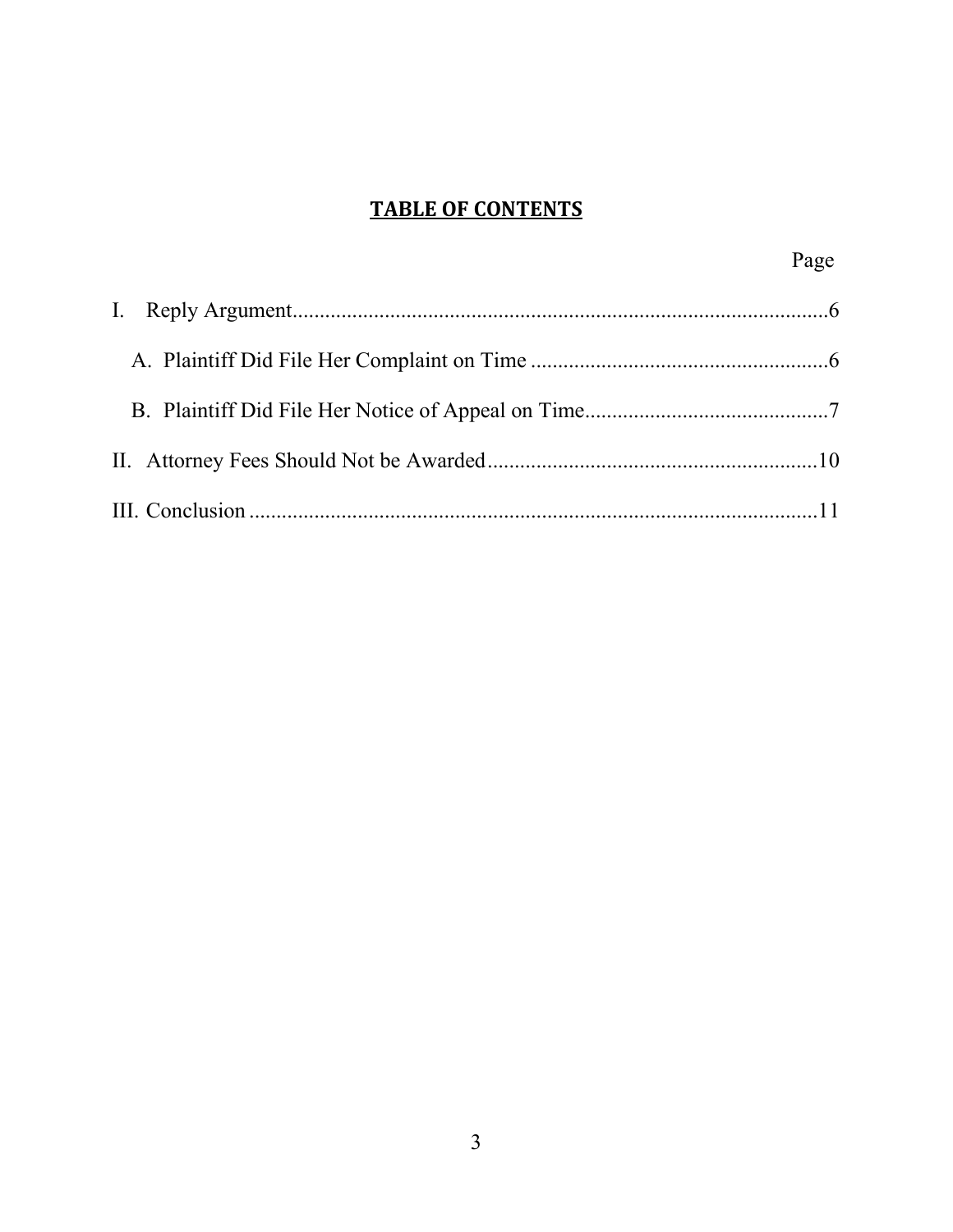# TABLE OF CONTENTS

| | Page |
|---|---|
| I. Reply Argument | 6 |
| A. Plaintiff Did File Her Complaint on Time | 6 |
| B. Plaintiff Did File Her Notice of Appeal on Time | 7 |
| II. Attorney Fees Should Not be Awarded | 10 |
| III. Conclusion | 11 |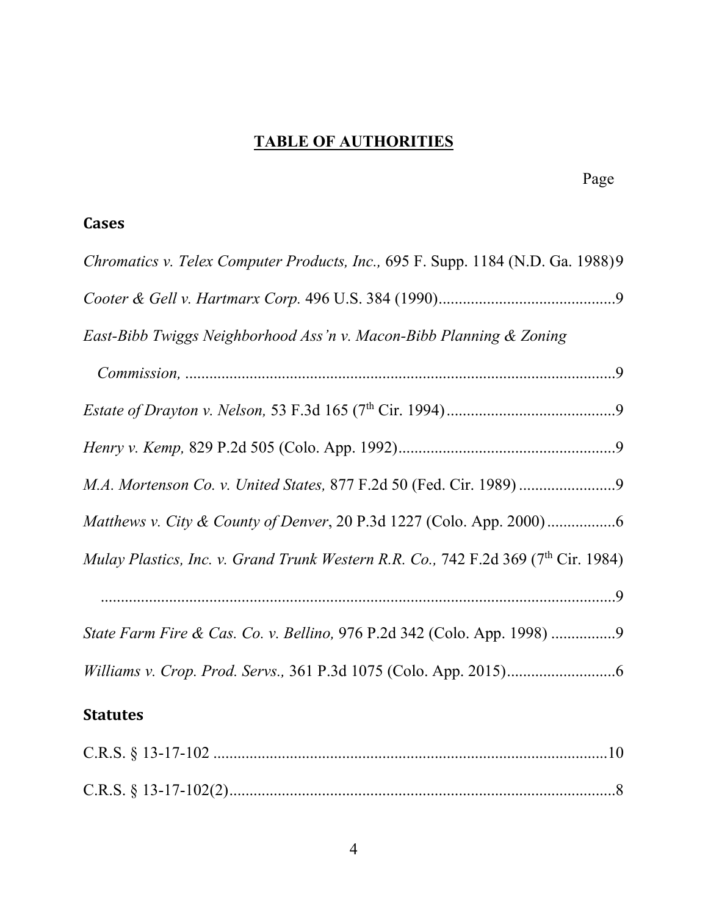# TABLE OF AUTHORITIES

Page

## Cases

*Chromatics v. Telex Computer Products, Inc.,* 695 F. Supp. 1184 (N.D. Ga. 1988)9

*Cooter & Gell v. Hartmarx Corp.* 496 U.S. 384 (1990)............................................9

*East-Bibb Twiggs Neighborhood Ass'n v. Macon-Bibb Planning & Zoning Commission,* ..........................................................................................................9

*Estate of Drayton v. Nelson,* 53 F.3d 165 (7th Cir. 1994)..........................................9

*Henry v. Kemp,* 829 P.2d 505 (Colo. App. 1992)......................................................9

*M.A. Mortenson Co. v. United States,* 877 F.2d 50 (Fed. Cir. 1989) ........................9

*Matthews v. City & County of Denver*, 20 P.3d 1227 (Colo. App. 2000).................6

*Mulay Plastics, Inc. v. Grand Trunk Western R.R. Co.,* 742 F.2d 369 (7th Cir. 1984) ..................................................................................................................9

*State Farm Fire & Cas. Co. v. Bellino,* 976 P.2d 342 (Colo. App. 1998) ................9

*Williams v. Crop. Prod. Servs.,* 361 P.3d 1075 (Colo. App. 2015)...........................6

## Statutes

C.R.S. § 13-17-102 ...................................................................................................10

C.R.S. § 13-17-102(2).................................................................................................8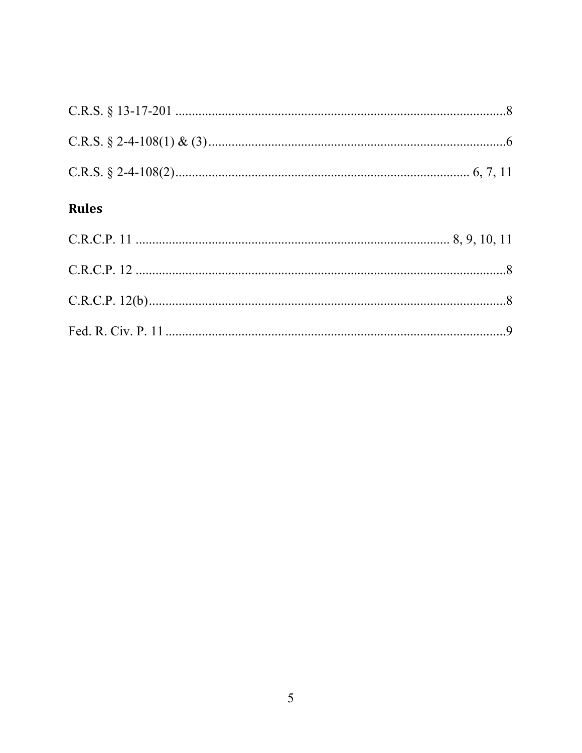C.R.S. § 13-17-201 ....................................................................................................8

C.R.S. § 2-4-108(1) & (3) ..........................................................................................6

C.R.S. § 2-4-108(2) ........................................................................................ 6, 7, 11

## Rules

C.R.C.P. 11 ............................................................................................... 8, 9, 10, 11

C.R.C.P. 12 ..................................................................................................................8

C.R.C.P. 12(b) .............................................................................................................8

Fed. R. Civ. P. 11 ........................................................................................................9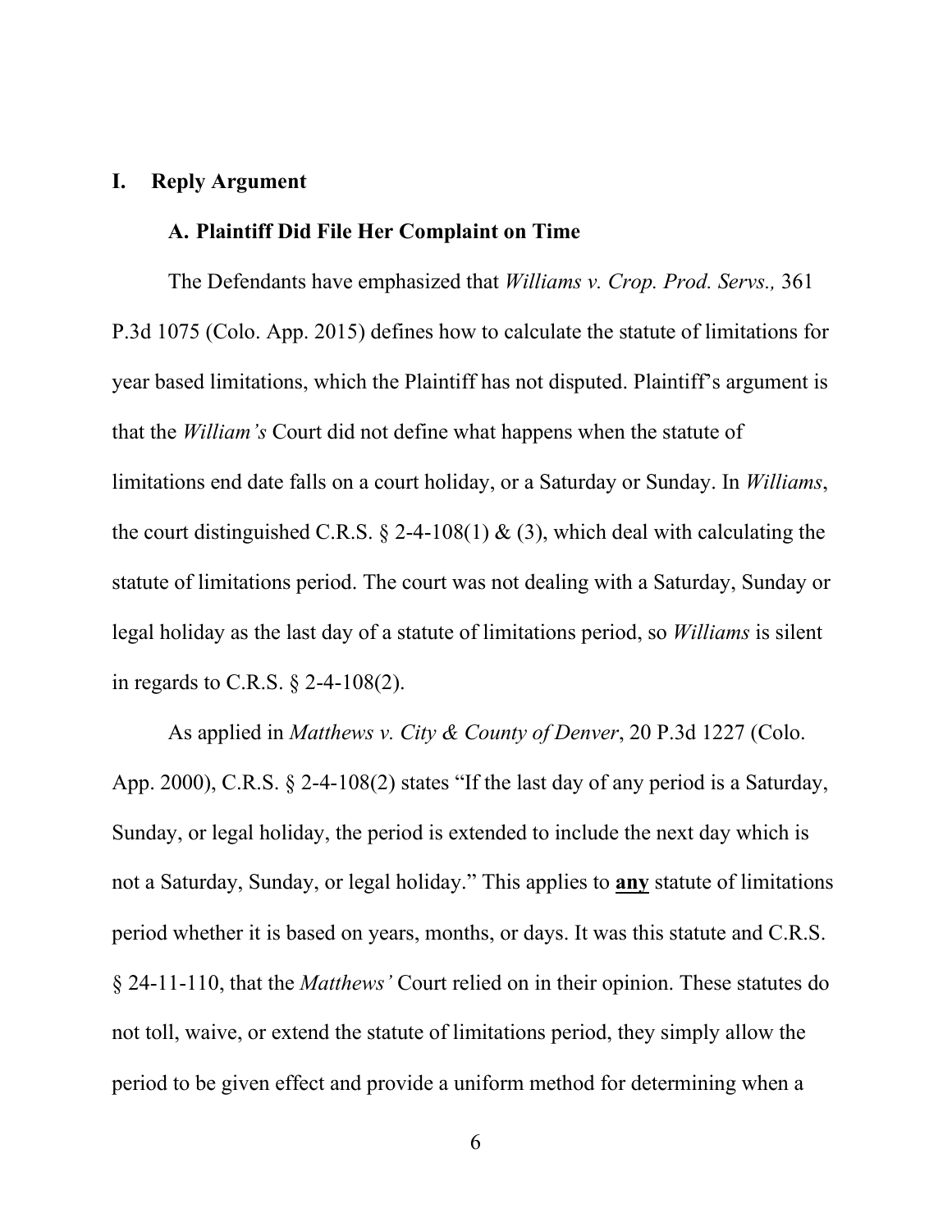# I. Reply Argument

## A. Plaintiff Did File Her Complaint on Time

The Defendants have emphasized that *Williams v. Crop. Prod. Servs.,* 361 P.3d 1075 (Colo. App. 2015) defines how to calculate the statute of limitations for year based limitations, which the Plaintiff has not disputed. Plaintiff's argument is that the *William's* Court did not define what happens when the statute of limitations end date falls on a court holiday, or a Saturday or Sunday. In *Williams*, the court distinguished C.R.S. § 2-4-108(1) & (3), which deal with calculating the statute of limitations period. The court was not dealing with a Saturday, Sunday or legal holiday as the last day of a statute of limitations period, so *Williams* is silent in regards to C.R.S. § 2-4-108(2).

As applied in *Matthews v. City & County of Denver*, 20 P.3d 1227 (Colo. App. 2000), C.R.S. § 2-4-108(2) states "If the last day of any period is a Saturday, Sunday, or legal holiday, the period is extended to include the next day which is not a Saturday, Sunday, or legal holiday." This applies to <u>**any**</u> statute of limitations period whether it is based on years, months, or days. It was this statute and C.R.S. § 24-11-110, that the *Matthews'* Court relied on in their opinion. These statutes do not toll, waive, or extend the statute of limitations period, they simply allow the period to be given effect and provide a uniform method for determining when a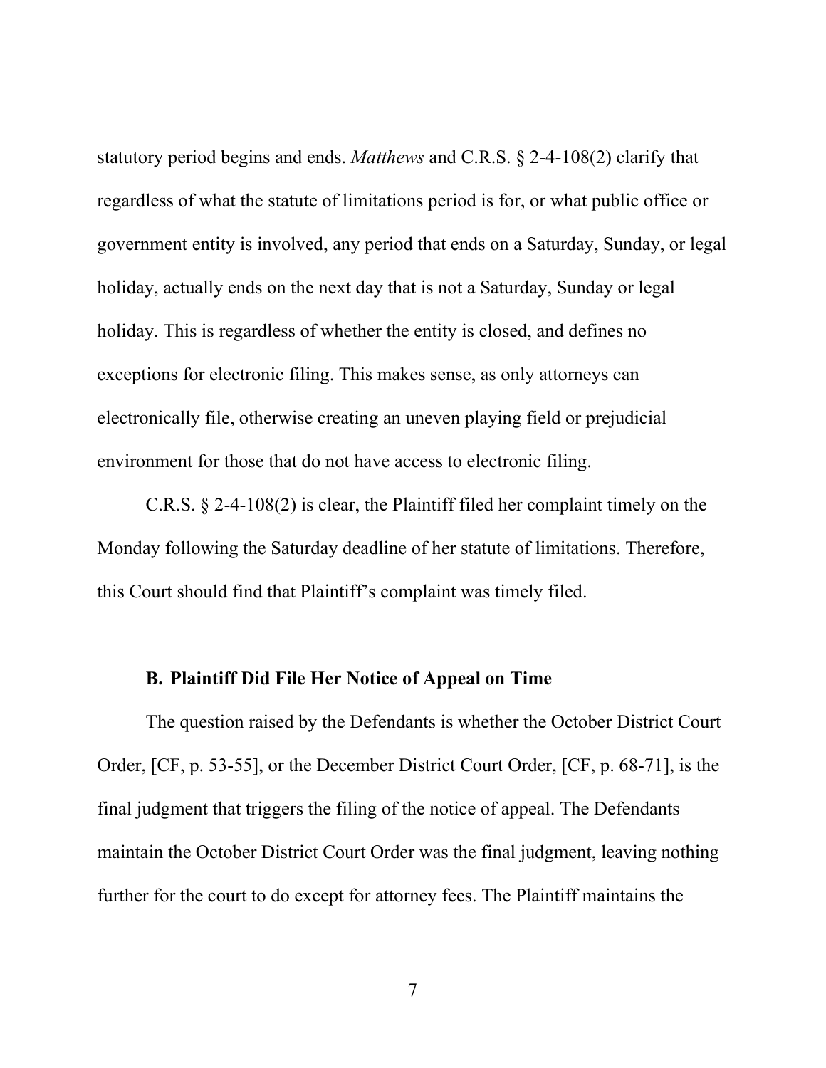statutory period begins and ends. *Matthews* and C.R.S. § 2-4-108(2) clarify that regardless of what the statute of limitations period is for, or what public office or government entity is involved, any period that ends on a Saturday, Sunday, or legal holiday, actually ends on the next day that is not a Saturday, Sunday or legal holiday. This is regardless of whether the entity is closed, and defines no exceptions for electronic filing. This makes sense, as only attorneys can electronically file, otherwise creating an uneven playing field or prejudicial environment for those that do not have access to electronic filing.

C.R.S. § 2-4-108(2) is clear, the Plaintiff filed her complaint timely on the Monday following the Saturday deadline of her statute of limitations. Therefore, this Court should find that Plaintiff's complaint was timely filed.

### B. Plaintiff Did File Her Notice of Appeal on Time

The question raised by the Defendants is whether the October District Court Order, [CF, p. 53-55], or the December District Court Order, [CF, p. 68-71], is the final judgment that triggers the filing of the notice of appeal. The Defendants maintain the October District Court Order was the final judgment, leaving nothing further for the court to do except for attorney fees. The Plaintiff maintains the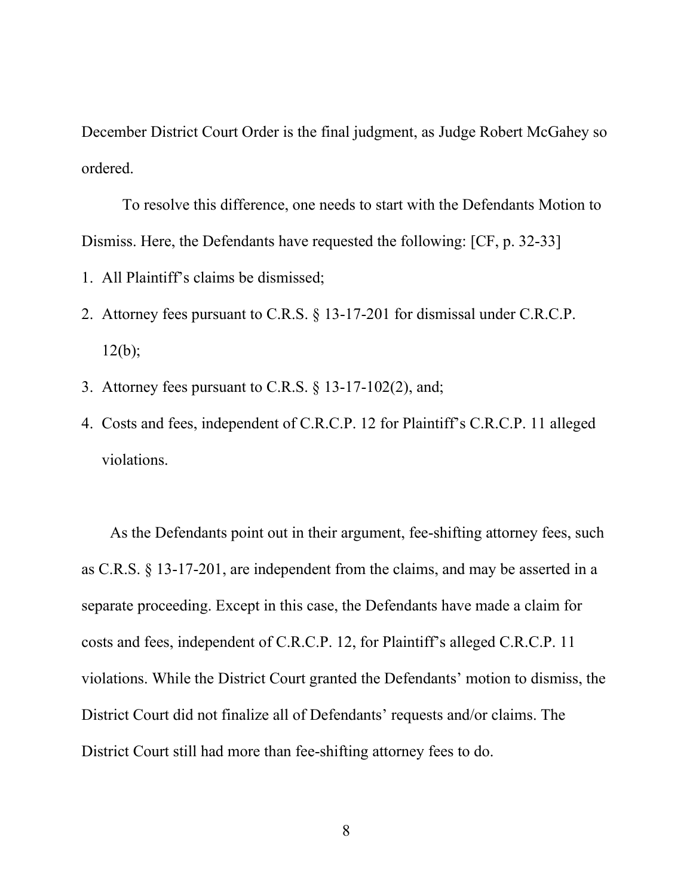December District Court Order is the final judgment, as Judge Robert McGahey so ordered.

To resolve this difference, one needs to start with the Defendants Motion to Dismiss. Here, the Defendants have requested the following: [CF, p. 32-33]

1. All Plaintiff's claims be dismissed;
2. Attorney fees pursuant to C.R.S. § 13-17-201 for dismissal under C.R.C.P. 12(b);
3. Attorney fees pursuant to C.R.S. § 13-17-102(2), and;
4. Costs and fees, independent of C.R.C.P. 12 for Plaintiff's C.R.C.P. 11 alleged violations.

As the Defendants point out in their argument, fee-shifting attorney fees, such as C.R.S. § 13-17-201, are independent from the claims, and may be asserted in a separate proceeding. Except in this case, the Defendants have made a claim for costs and fees, independent of C.R.C.P. 12, for Plaintiff's alleged C.R.C.P. 11 violations. While the District Court granted the Defendants' motion to dismiss, the District Court did not finalize all of Defendants' requests and/or claims. The District Court still had more than fee-shifting attorney fees to do.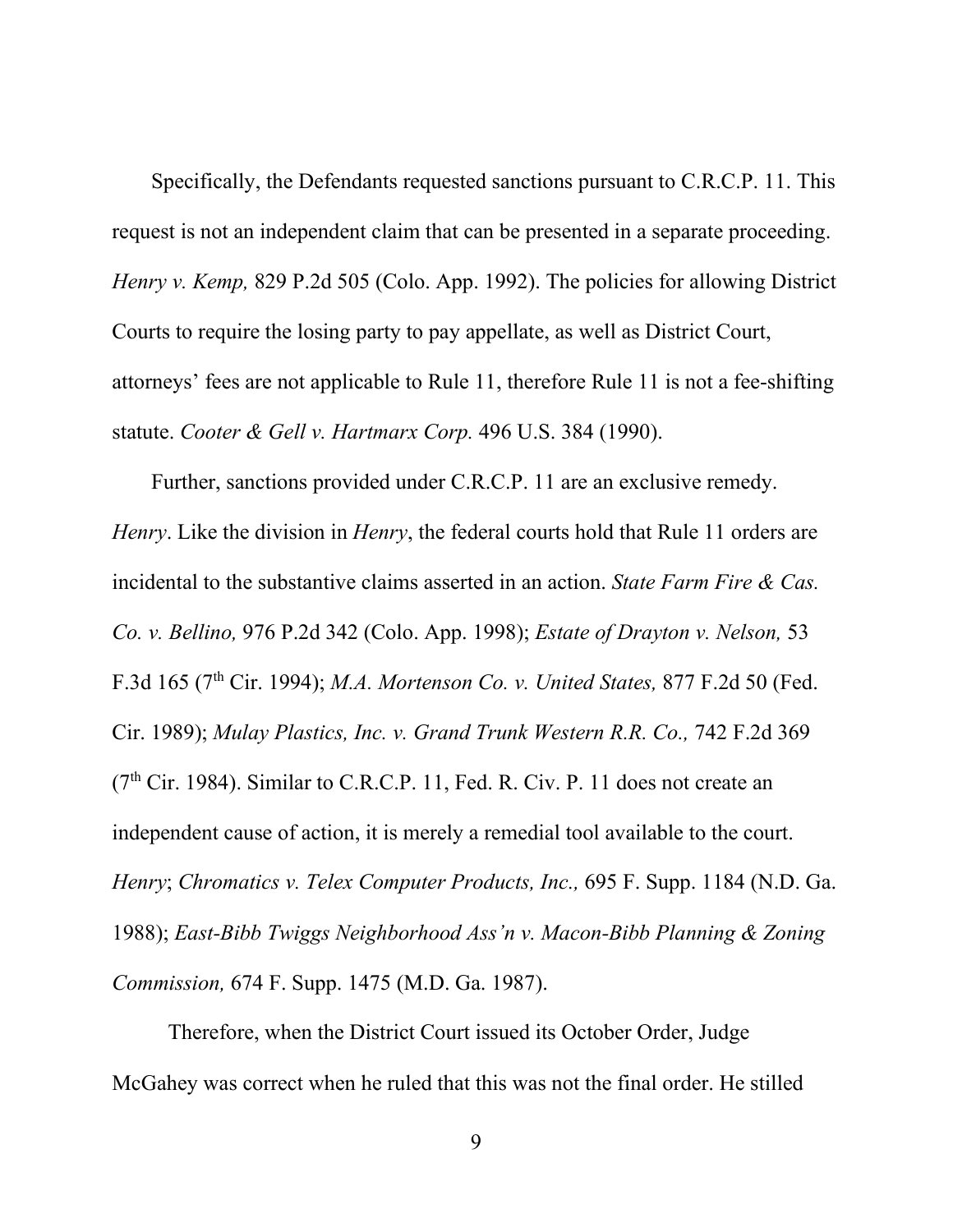Specifically, the Defendants requested sanctions pursuant to C.R.C.P. 11. This request is not an independent claim that can be presented in a separate proceeding. *Henry v. Kemp,* 829 P.2d 505 (Colo. App. 1992). The policies for allowing District Courts to require the losing party to pay appellate, as well as District Court, attorneys' fees are not applicable to Rule 11, therefore Rule 11 is not a fee-shifting statute. *Cooter & Gell v. Hartmarx Corp.* 496 U.S. 384 (1990).

Further, sanctions provided under C.R.C.P. 11 are an exclusive remedy. *Henry*. Like the division in *Henry*, the federal courts hold that Rule 11 orders are incidental to the substantive claims asserted in an action. *State Farm Fire & Cas. Co. v. Bellino,* 976 P.2d 342 (Colo. App. 1998); *Estate of Drayton v. Nelson,* 53 F.3d 165 (7th Cir. 1994); *M.A. Mortenson Co. v. United States,* 877 F.2d 50 (Fed. Cir. 1989); *Mulay Plastics, Inc. v. Grand Trunk Western R.R. Co.,* 742 F.2d 369 (7th Cir. 1984). Similar to C.R.C.P. 11, Fed. R. Civ. P. 11 does not create an independent cause of action, it is merely a remedial tool available to the court. *Henry*; *Chromatics v. Telex Computer Products, Inc.,* 695 F. Supp. 1184 (N.D. Ga. 1988); *East-Bibb Twiggs Neighborhood Ass'n v. Macon-Bibb Planning & Zoning Commission,* 674 F. Supp. 1475 (M.D. Ga. 1987).

Therefore, when the District Court issued its October Order, Judge McGahey was correct when he ruled that this was not the final order. He stilled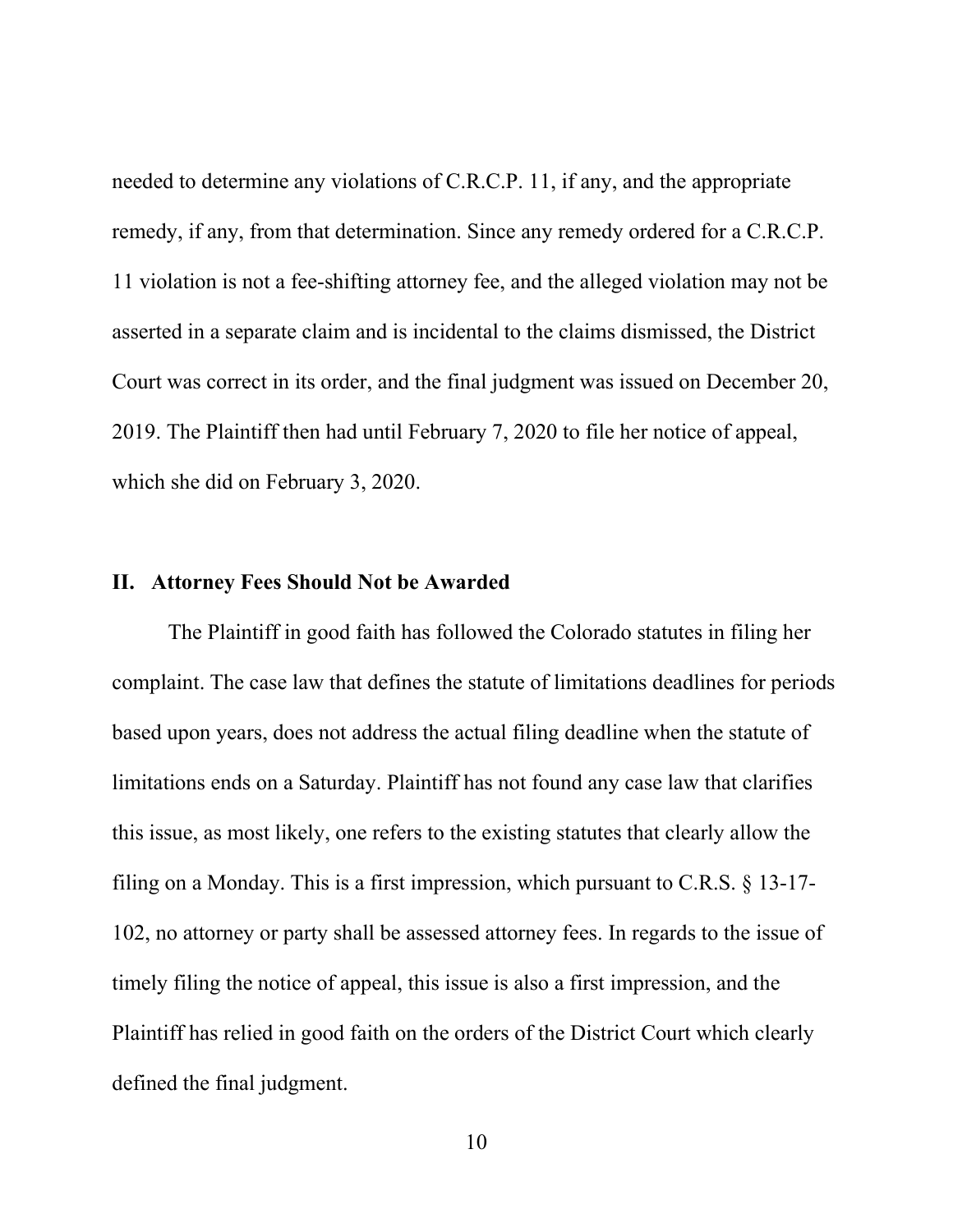needed to determine any violations of C.R.C.P. 11, if any, and the appropriate remedy, if any, from that determination. Since any remedy ordered for a C.R.C.P. 11 violation is not a fee-shifting attorney fee, and the alleged violation may not be asserted in a separate claim and is incidental to the claims dismissed, the District Court was correct in its order, and the final judgment was issued on December 20, 2019. The Plaintiff then had until February 7, 2020 to file her notice of appeal, which she did on February 3, 2020.

## II. Attorney Fees Should Not be Awarded

The Plaintiff in good faith has followed the Colorado statutes in filing her complaint. The case law that defines the statute of limitations deadlines for periods based upon years, does not address the actual filing deadline when the statute of limitations ends on a Saturday. Plaintiff has not found any case law that clarifies this issue, as most likely, one refers to the existing statutes that clearly allow the filing on a Monday. This is a first impression, which pursuant to C.R.S. § 13-17-102, no attorney or party shall be assessed attorney fees. In regards to the issue of timely filing the notice of appeal, this issue is also a first impression, and the Plaintiff has relied in good faith on the orders of the District Court which clearly defined the final judgment.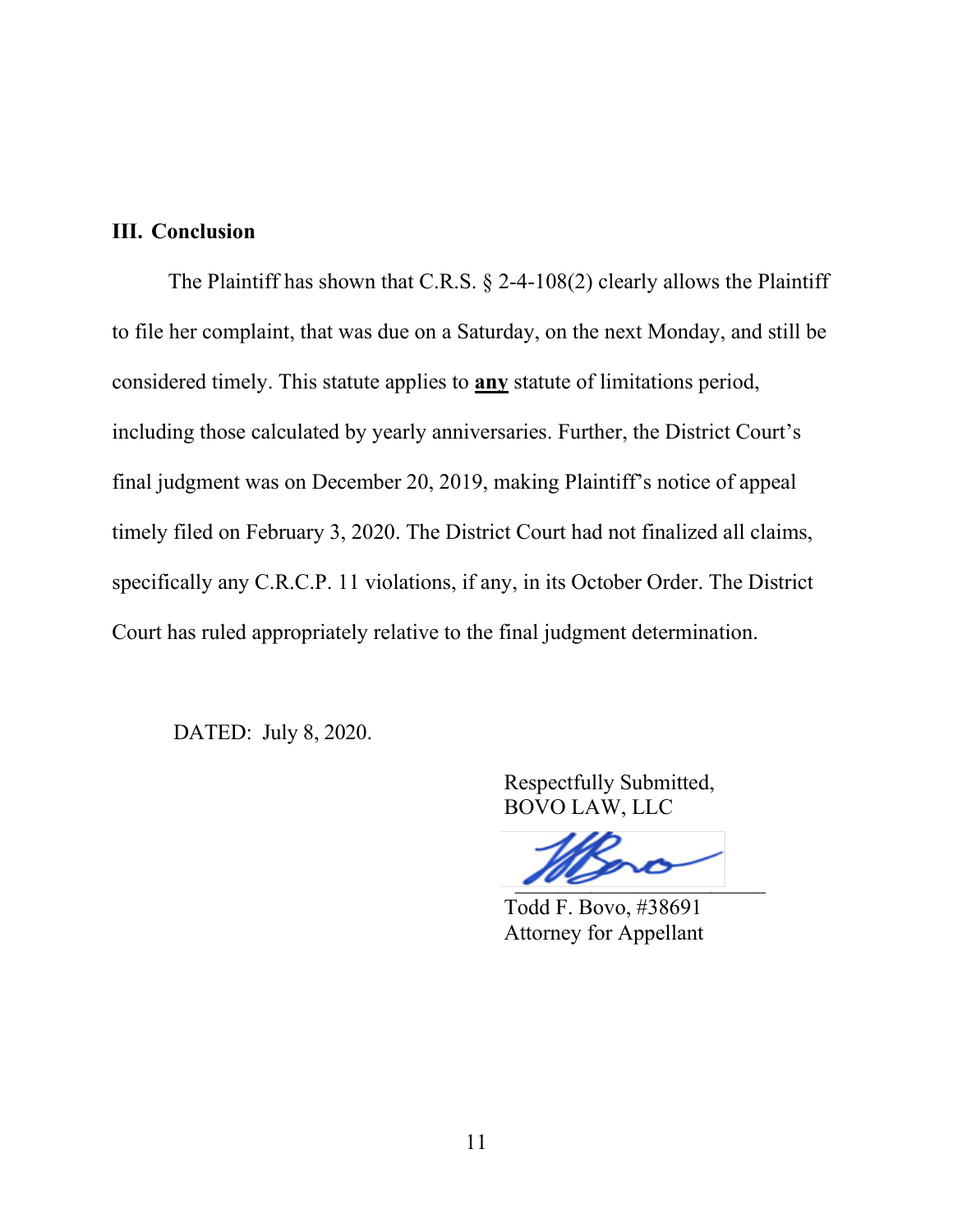### III. Conclusion

The Plaintiff has shown that C.R.S. § 2-4-108(2) clearly allows the Plaintiff to file her complaint, that was due on a Saturday, on the next Monday, and still be considered timely. This statute applies to **<u>any</u>** statute of limitations period, including those calculated by yearly anniversaries. Further, the District Court's final judgment was on December 20, 2019, making Plaintiff's notice of appeal timely filed on February 3, 2020. The District Court had not finalized all claims, specifically any C.R.C.P. 11 violations, if any, in its October Order. The District Court has ruled appropriately relative to the final judgment determination.

DATED: July 8, 2020.

Respectfully Submitted,
BOVO LAW, LLC

______________________
Todd F. Bovo, #38691
Attorney for Appellant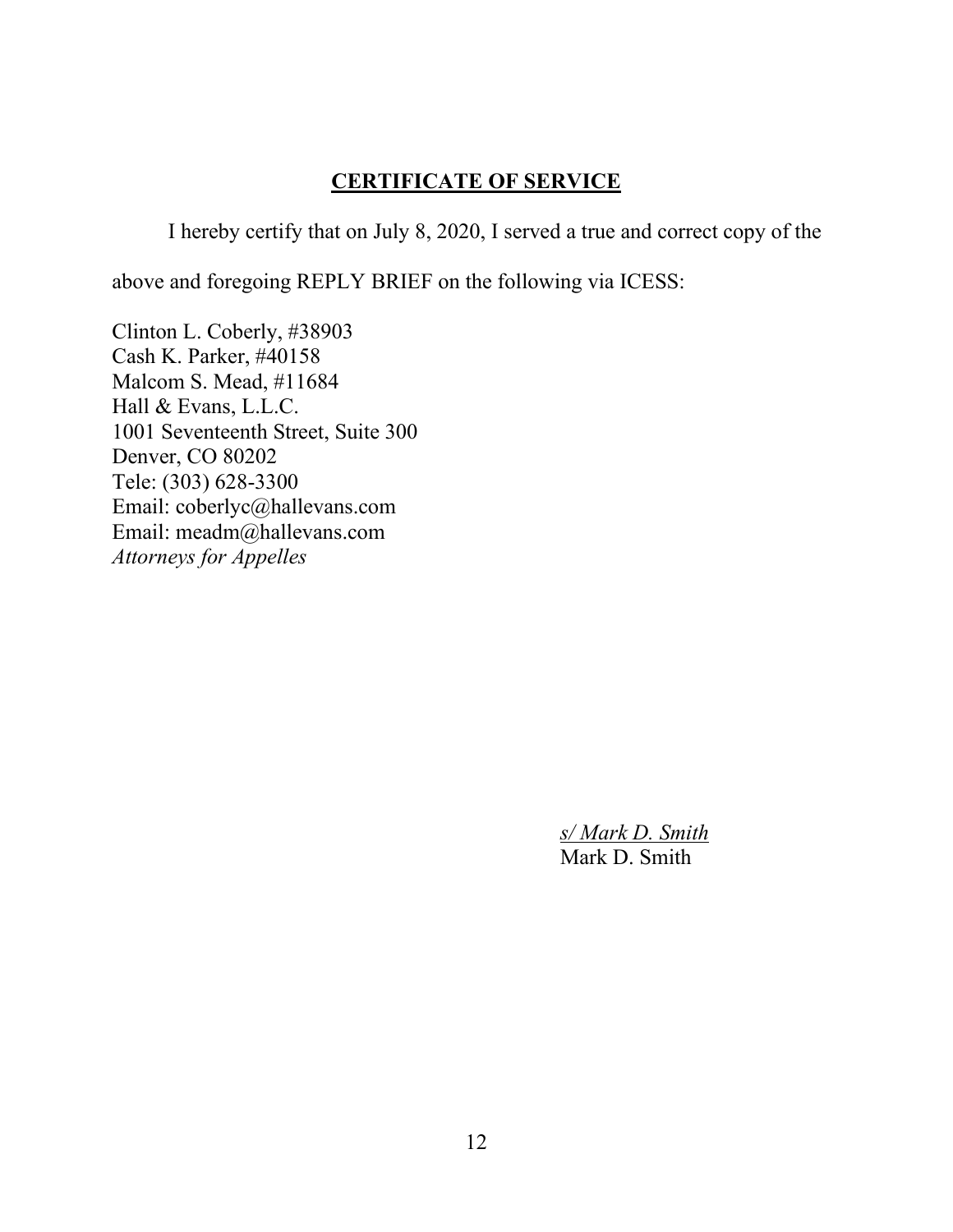## CERTIFICATE OF SERVICE

I hereby certify that on July 8, 2020, I served a true and correct copy of the above and foregoing REPLY BRIEF on the following via ICESS:

Clinton L. Coberly, #38903
Cash K. Parker, #40158
Malcom S. Mead, #11684
Hall & Evans, L.L.C.
1001 Seventeenth Street, Suite 300
Denver, CO 80202
Tele: (303) 628-3300
Email: coberlyc@hallevans.com
Email: meadm@hallevans.com
*Attorneys for Appelles*

*s/ Mark D. Smith*
Mark D. Smith